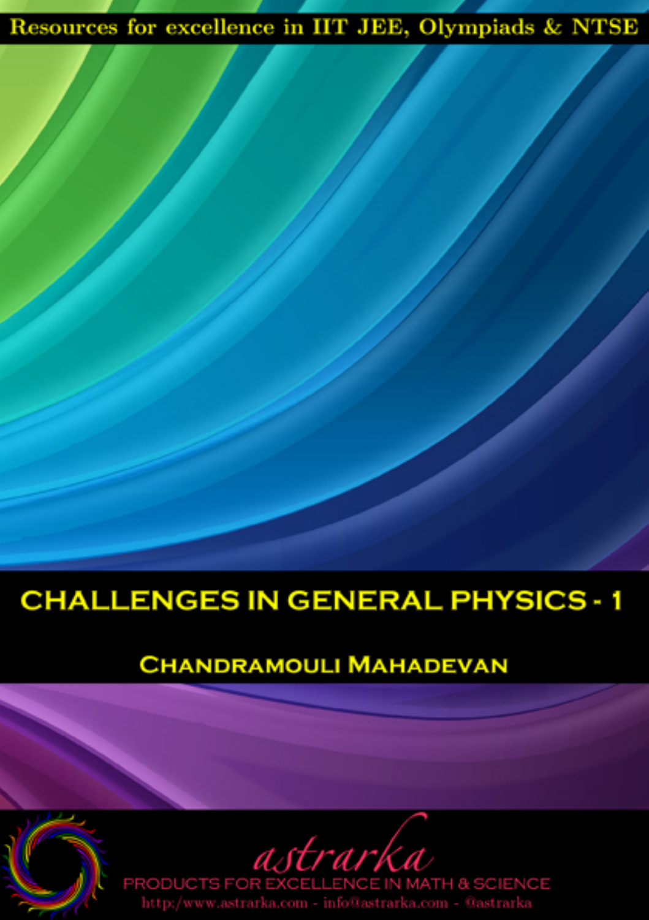Resources for excellence in IIT JEE, Olympiads & NTSE

# CHALLENGES IN GENERAL PHYSICS - 1

## CHANDRAMOULI MAHADEVAN

astrarka

PRODUCTS FOR EXCELLENCE IN MATH & SCIENCE

http:/www.astrarka.com - info@astrarka.com - @astrarka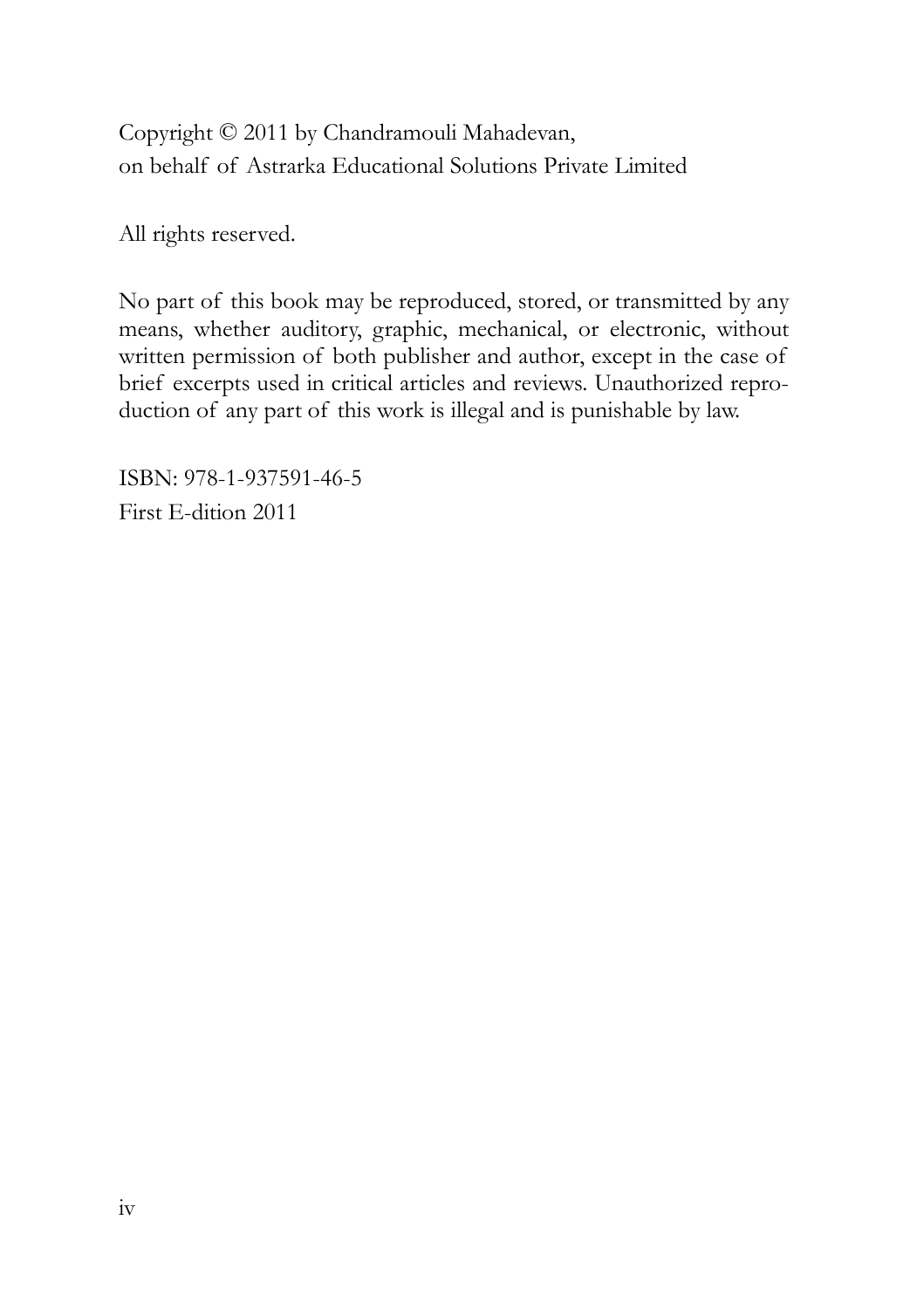Copyright © 2011 by Chandramouli Mahadevan,
on behalf of Astrarka Educational Solutions Private Limited

All rights reserved.

No part of this book may be reproduced, stored, or transmitted by any means, whether auditory, graphic, mechanical, or electronic, without written permission of both publisher and author, except in the case of brief excerpts used in critical articles and reviews. Unauthorized reproduction of any part of this work is illegal and is punishable by law.

ISBN: 978-1-937591-46-5
First E-dition 2011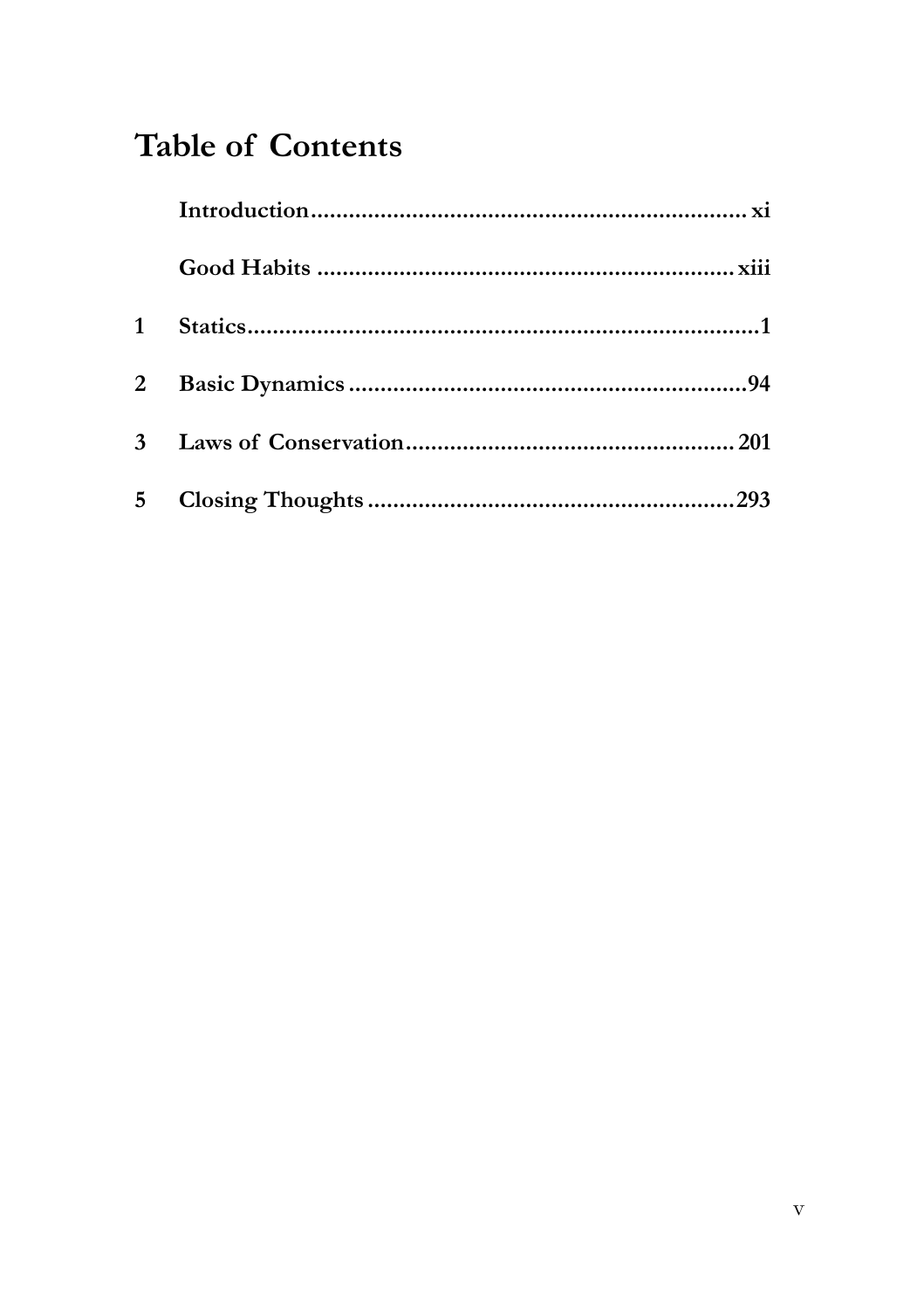# Table of Contents

|   |   |   |
|---|---|---|
|   | **Introduction** | **xi** |
|   | **Good Habits** | **xiii** |
| **1** | **Statics** | **1** |
| **2** | **Basic Dynamics** | **94** |
| **3** | **Laws of Conservation** | **201** |
| **5** | **Closing Thoughts** | **293** |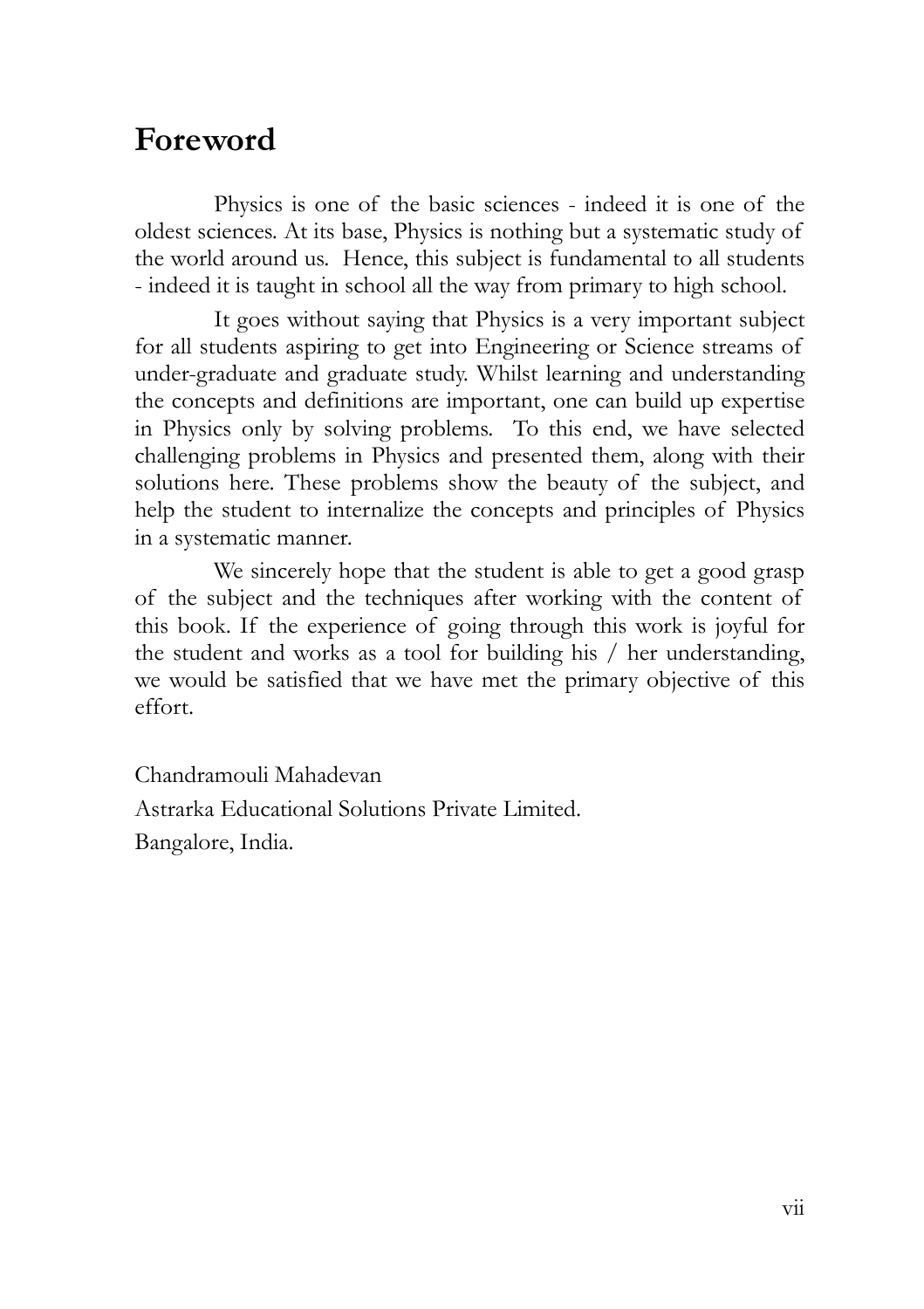# Foreword

Physics is one of the basic sciences - indeed it is one of the oldest sciences. At its base, Physics is nothing but a systematic study of the world around us. Hence, this subject is fundamental to all students - indeed it is taught in school all the way from primary to high school.

It goes without saying that Physics is a very important subject for all students aspiring to get into Engineering or Science streams of under-graduate and graduate study. Whilst learning and understanding the concepts and definitions are important, one can build up expertise in Physics only by solving problems. To this end, we have selected challenging problems in Physics and presented them, along with their solutions here. These problems show the beauty of the subject, and help the student to internalize the concepts and principles of Physics in a systematic manner.

We sincerely hope that the student is able to get a good grasp of the subject and the techniques after working with the content of this book. If the experience of going through this work is joyful for the student and works as a tool for building his / her understanding, we would be satisfied that we have met the primary objective of this effort.

Chandramouli Mahadevan

Astrarka Educational Solutions Private Limited.

Bangalore, India.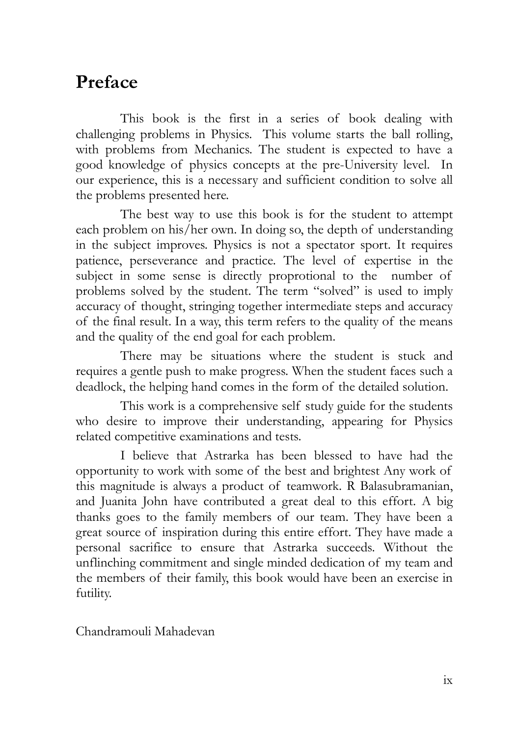# Preface

This book is the first in a series of book dealing with challenging problems in Physics. This volume starts the ball rolling, with problems from Mechanics. The student is expected to have a good knowledge of physics concepts at the pre-University level. In our experience, this is a necessary and sufficient condition to solve all the problems presented here.

The best way to use this book is for the student to attempt each problem on his/her own. In doing so, the depth of understanding in the subject improves. Physics is not a spectator sport. It requires patience, perseverance and practice. The level of expertise in the subject in some sense is directly proprotional to the number of problems solved by the student. The term "solved" is used to imply accuracy of thought, stringing together intermediate steps and accuracy of the final result. In a way, this term refers to the quality of the means and the quality of the end goal for each problem.

There may be situations where the student is stuck and requires a gentle push to make progress. When the student faces such a deadlock, the helping hand comes in the form of the detailed solution.

This work is a comprehensive self study guide for the students who desire to improve their understanding, appearing for Physics related competitive examinations and tests.

I believe that Astrarka has been blessed to have had the opportunity to work with some of the best and brightest Any work of this magnitude is always a product of teamwork. R Balasubramanian, and Juanita John have contributed a great deal to this effort. A big thanks goes to the family members of our team. They have been a great source of inspiration during this entire effort. They have made a personal sacrifice to ensure that Astrarka succeeds. Without the unflinching commitment and single minded dedication of my team and the members of their family, this book would have been an exercise in futility.

Chandramouli Mahadevan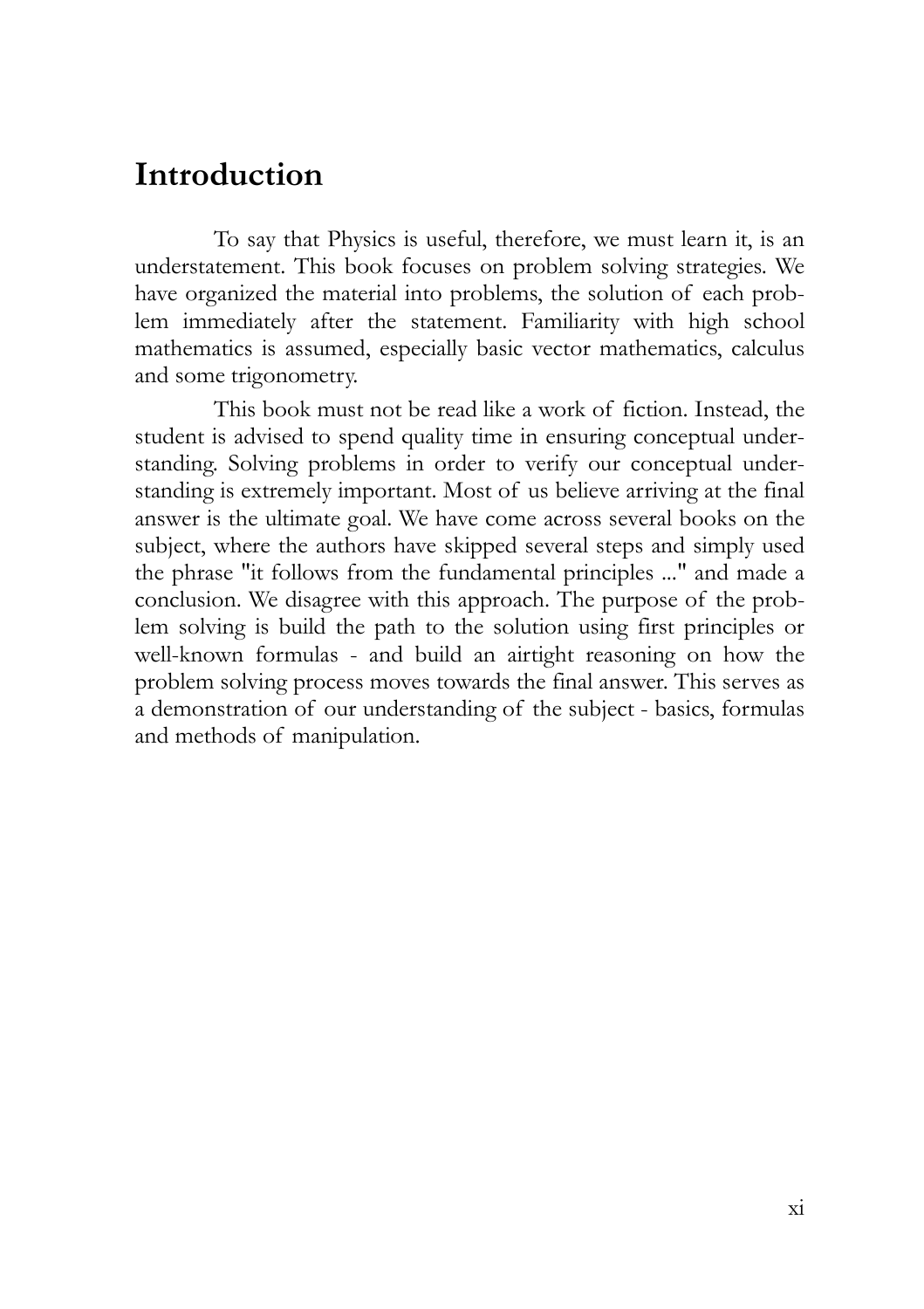# Introduction

To say that Physics is useful, therefore, we must learn it, is an understatement. This book focuses on problem solving strategies. We have organized the material into problems, the solution of each problem immediately after the statement. Familiarity with high school mathematics is assumed, especially basic vector mathematics, calculus and some trigonometry.

This book must not be read like a work of fiction. Instead, the student is advised to spend quality time in ensuring conceptual understanding. Solving problems in order to verify our conceptual understanding is extremely important. Most of us believe arriving at the final answer is the ultimate goal. We have come across several books on the subject, where the authors have skipped several steps and simply used the phrase "it follows from the fundamental principles ..." and made a conclusion. We disagree with this approach. The purpose of the problem solving is build the path to the solution using first principles or well-known formulas - and build an airtight reasoning on how the problem solving process moves towards the final answer. This serves as a demonstration of our understanding of the subject - basics, formulas and methods of manipulation.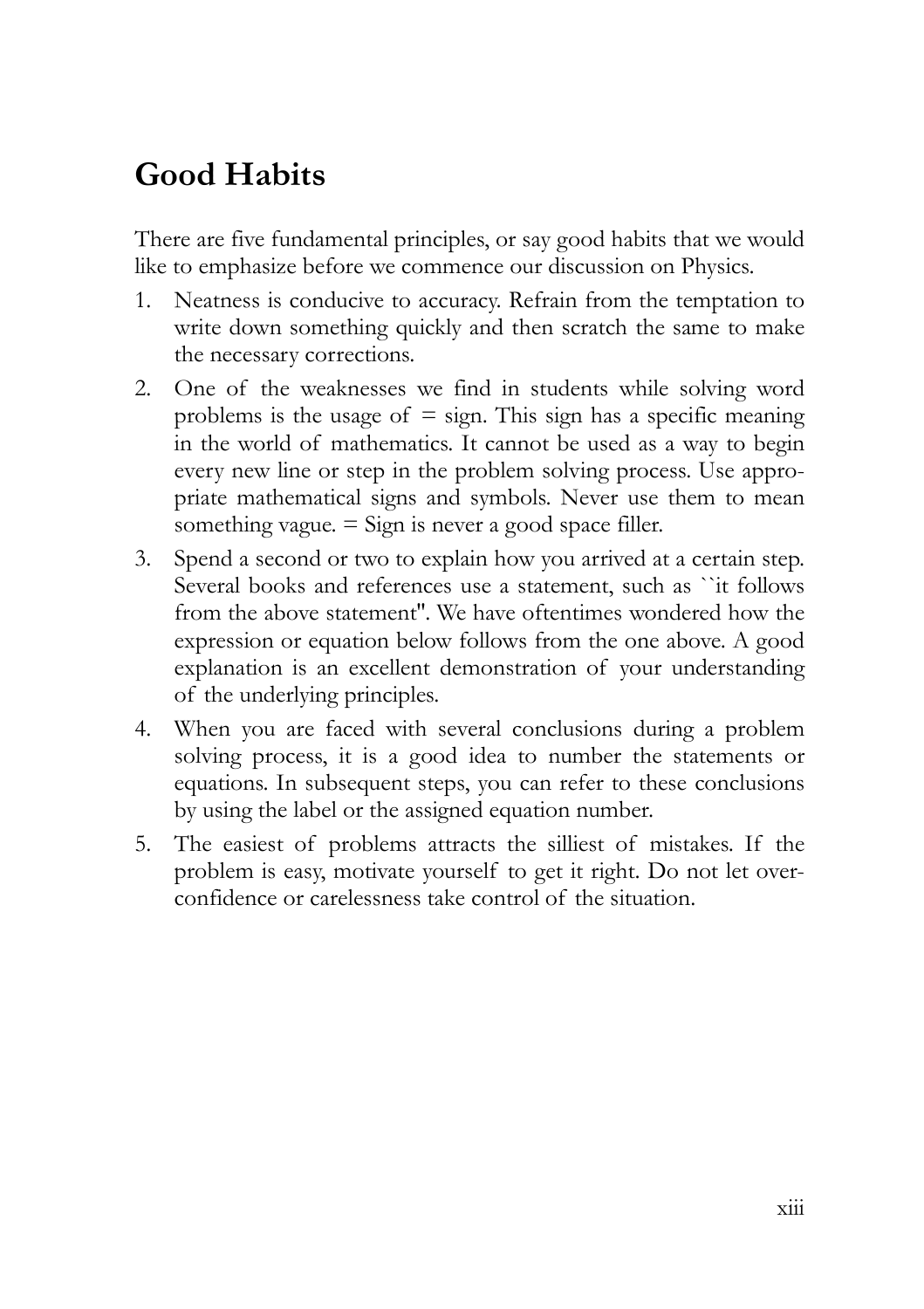# Good Habits

There are five fundamental principles, or say good habits that we would like to emphasize before we commence our discussion on Physics.

1. Neatness is conducive to accuracy. Refrain from the temptation to write down something quickly and then scratch the same to make the necessary corrections.
2. One of the weaknesses we find in students while solving word problems is the usage of = sign. This sign has a specific meaning in the world of mathematics. It cannot be used as a way to begin every new line or step in the problem solving process. Use appropriate mathematical signs and symbols. Never use them to mean something vague. = Sign is never a good space filler.
3. Spend a second or two to explain how you arrived at a certain step. Several books and references use a statement, such as ``it follows from the above statement''. We have oftentimes wondered how the expression or equation below follows from the one above. A good explanation is an excellent demonstration of your understanding of the underlying principles.
4. When you are faced with several conclusions during a problem solving process, it is a good idea to number the statements or equations. In subsequent steps, you can refer to these conclusions by using the label or the assigned equation number.
5. The easiest of problems attracts the silliest of mistakes. If the problem is easy, motivate yourself to get it right. Do not let over-confidence or carelessness take control of the situation.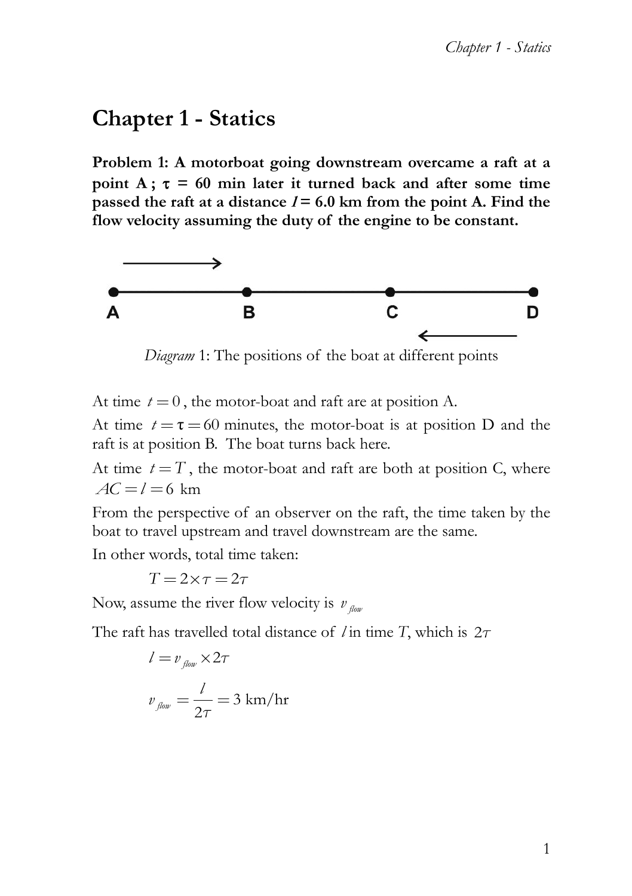# Chapter 1 - Statics

**Problem 1: A motorboat going downstream overcame a raft at a point A ; $\tau$ = 60 min later it turned back and after some time passed the raft at a distance $l$ = 6.0 km from the point A. Find the flow velocity assuming the duty of the engine to be constant.**

A B C D

*Diagram* 1: The positions of the boat at different points

At time $t = 0$, the motor-boat and raft are at position A.

At time $t = \tau = 60$ minutes, the motor-boat is at position D and the raft is at position B. The boat turns back here.

At time $t = T$, the motor-boat and raft are both at position C, where $AC = l = 6$ km

From the perspective of an observer on the raft, the time taken by the boat to travel upstream and travel downstream are the same.

In other words, total time taken:

$$T = 2 \times \tau = 2\tau$$

Now, assume the river flow velocity is $v_{flow}$

The raft has travelled total distance of $l$ in time $T$, which is $2\tau$

$$l = v_{flow} \times 2\tau$$

$$v_{flow} = \frac{l}{2\tau} = 3 \text{ km/hr}$$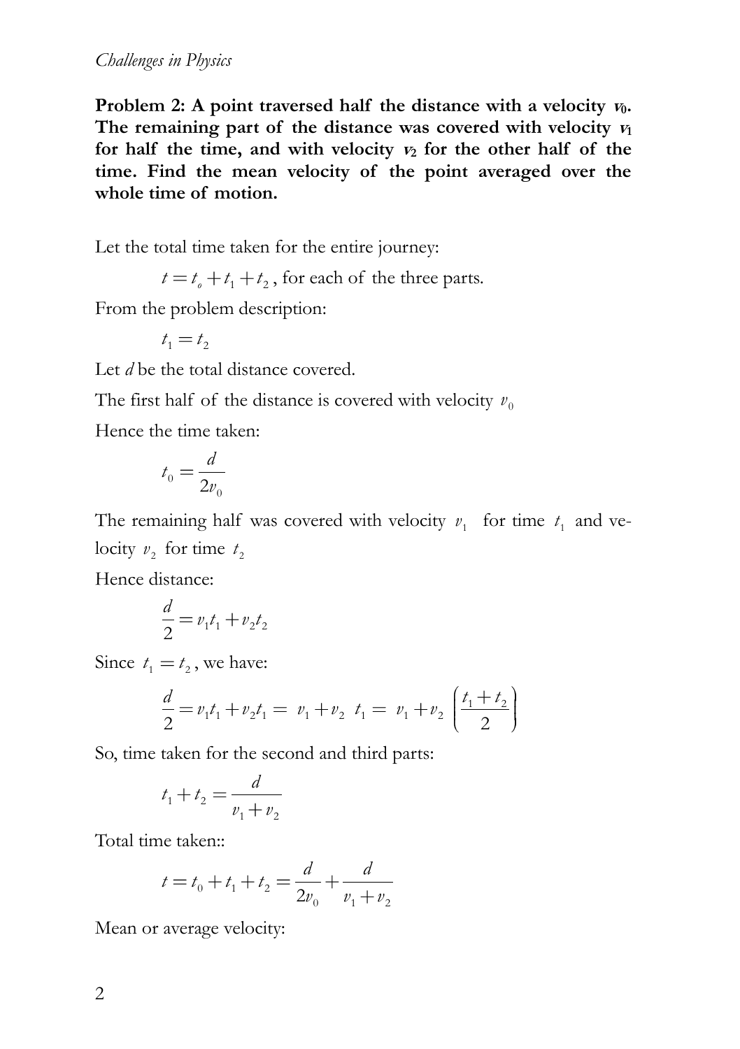**Problem 2: A point traversed half the distance with a velocity $v_0$. The remaining part of the distance was covered with velocity $v_1$ for half the time, and with velocity $v_2$ for the other half of the time. Find the mean velocity of the point averaged over the whole time of motion.**

Let the total time taken for the entire journey:

$$t = t_o + t_1 + t_2$$, for each of the three parts.

From the problem description:

$$t_1 = t_2$$

Let *d* be the total distance covered.

The first half of the distance is covered with velocity $v_0$

Hence the time taken:

$$t_0 = \frac{d}{2v_0}$$

The remaining half was covered with velocity $v_1$ for time $t_1$ and velocity $v_2$ for time $t_2$

Hence distance:

$$\frac{d}{2} = v_1 t_1 + v_2 t_2$$

Since $t_1 = t_2$, we have:

$$\frac{d}{2} = v_1 t_1 + v_2 t_1 = v_1 + v_2 \ t_1 = v_1 + v_2 \left( \frac{t_1 + t_2}{2} \right)$$

So, time taken for the second and third parts:

$$t_1 + t_2 = \frac{d}{v_1 + v_2}$$

Total time taken::

$$t = t_0 + t_1 + t_2 = \frac{d}{2v_0} + \frac{d}{v_1 + v_2}$$

Mean or average velocity: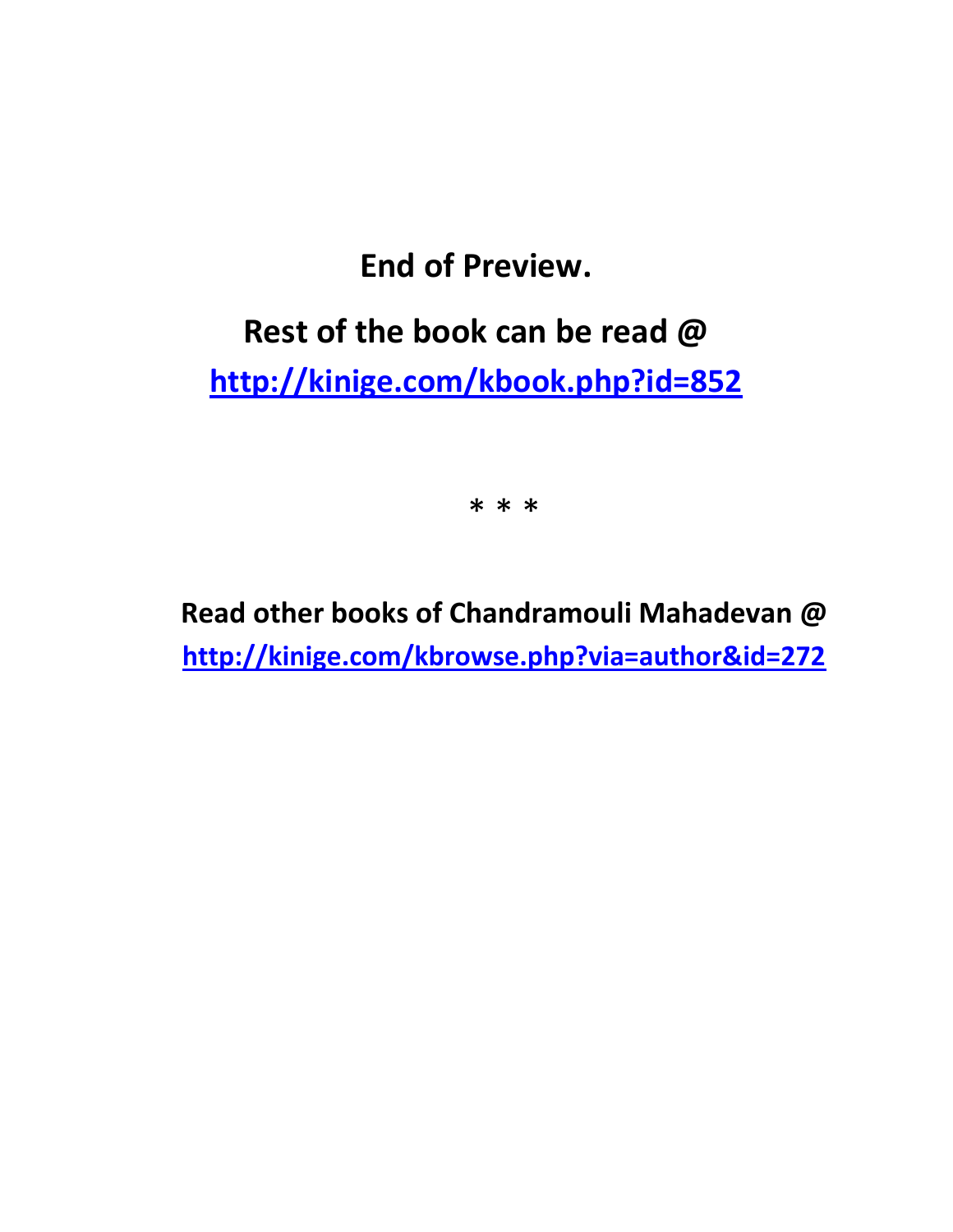**End of Preview.**

**Rest of the book can be read @ [http://kinige.com/kbook.php?id=852](http://kinige.com/kbook.php?id=852)**

* * *

**Read other books of Chandramouli Mahadevan @ [http://kinige.com/kbrowse.php?via=author&id=272](http://kinige.com/kbrowse.php?via=author&id=272)**